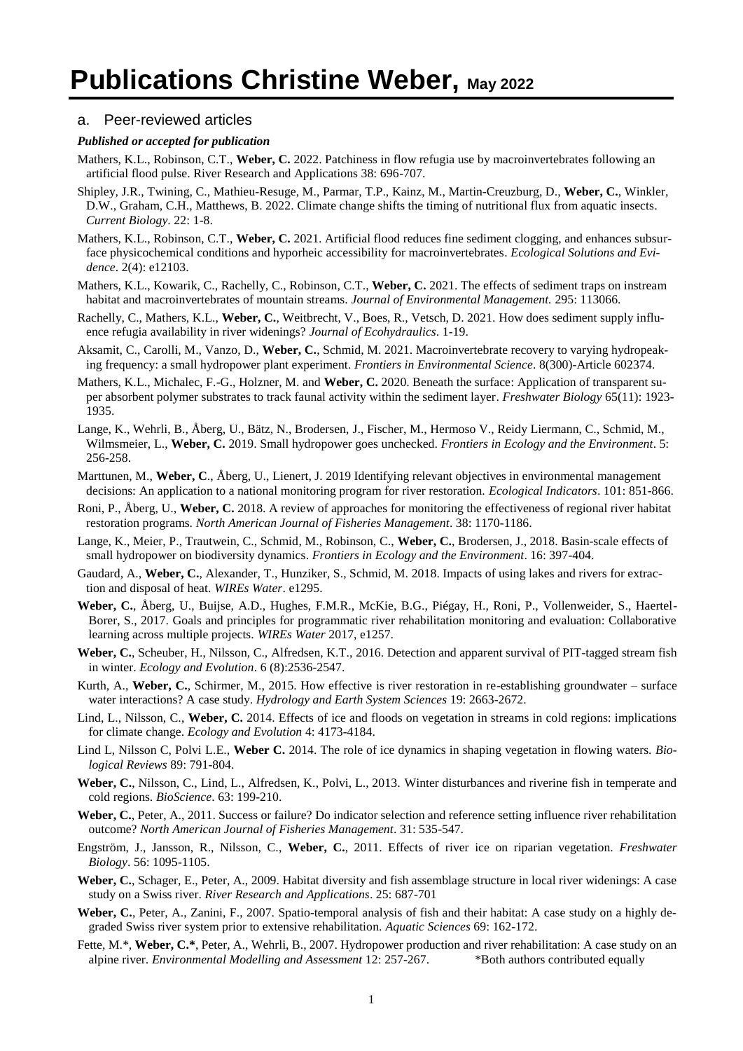# Publications Christine Weber, May 2022

## a. Peer-reviewed articles

***Published or accepted for publication***

Mathers, K.L., Robinson, C.T., **Weber, C.** 2022. Patchiness in flow refugia use by macroinvertebrates following an artificial flood pulse. River Research and Applications 38: 696-707.

Shipley, J.R., Twining, C., Mathieu-Resuge, M., Parmar, T.P., Kainz, M., Martin-Creuzburg, D., **Weber, C.**, Winkler, D.W., Graham, C.H., Matthews, B. 2022. Climate change shifts the timing of nutritional flux from aquatic insects. *Current Biology*. 22: 1-8.

Mathers, K.L., Robinson, C.T., **Weber, C.** 2021. Artificial flood reduces fine sediment clogging, and enhances subsurface physicochemical conditions and hyporheic accessibility for macroinvertebrates. *Ecological Solutions and Evidence*. 2(4): e12103.

Mathers, K.L., Kowarik, C., Rachelly, C., Robinson, C.T., **Weber, C.** 2021. The effects of sediment traps on instream habitat and macroinvertebrates of mountain streams. *Journal of Environmental Management.* 295: 113066.

Rachelly, C., Mathers, K.L., **Weber, C.**, Weitbrecht, V., Boes, R., Vetsch, D. 2021. How does sediment supply influence refugia availability in river widenings? *Journal of Ecohydraulics*. 1-19.

Aksamit, C., Carolli, M., Vanzo, D., **Weber, C.**, Schmid, M. 2021. Macroinvertebrate recovery to varying hydropeaking frequency: a small hydropower plant experiment. *Frontiers in Environmental Science*. 8(300)-Article 602374.

Mathers, K.L., Michalec, F.-G., Holzner, M. and **Weber, C.** 2020. Beneath the surface: Application of transparent super absorbent polymer substrates to track faunal activity within the sediment layer. *Freshwater Biology* 65(11): 1923-1935.

Lange, K., Wehrli, B., Åberg, U., Bätz, N., Brodersen, J., Fischer, M., Hermoso V., Reidy Liermann, C., Schmid, M., Wilmsmeier, L., **Weber, C.** 2019. Small hydropower goes unchecked. *Frontiers in Ecology and the Environment*. 5: 256-258.

Marttunen, M., **Weber, C**., Åberg, U., Lienert, J. 2019 Identifying relevant objectives in environmental management decisions: An application to a national monitoring program for river restoration. *Ecological Indicators*. 101: 851-866.

Roni, P., Åberg, U., **Weber, C.** 2018. A review of approaches for monitoring the effectiveness of regional river habitat restoration programs. *North American Journal of Fisheries Management*. 38: 1170-1186.

Lange, K., Meier, P., Trautwein, C., Schmid, M., Robinson, C., **Weber, C.**, Brodersen, J., 2018. Basin-scale effects of small hydropower on biodiversity dynamics. *Frontiers in Ecology and the Environment*. 16: 397-404.

Gaudard, A., **Weber, C.**, Alexander, T., Hunziker, S., Schmid, M. 2018. Impacts of using lakes and rivers for extraction and disposal of heat. *WIREs Water*. e1295.

**Weber, C.**, Åberg, U., Buijse, A.D., Hughes, F.M.R., McKie, B.G., Piégay, H., Roni, P., Vollenweider, S., Haertel-Borer, S., 2017. Goals and principles for programmatic river rehabilitation monitoring and evaluation: Collaborative learning across multiple projects. *WIREs Water* 2017, e1257.

**Weber, C.**, Scheuber, H., Nilsson, C., Alfredsen, K.T., 2016. Detection and apparent survival of PIT-tagged stream fish in winter. *Ecology and Evolution*. 6 (8):2536-2547.

Kurth, A., **Weber, C.**, Schirmer, M., 2015. How effective is river restoration in re-establishing groundwater – surface water interactions? A case study. *Hydrology and Earth System Sciences* 19: 2663-2672.

Lind, L., Nilsson, C., **Weber, C.** 2014. Effects of ice and floods on vegetation in streams in cold regions: implications for climate change. *Ecology and Evolution* 4: 4173-4184.

Lind L, Nilsson C, Polvi L.E., **Weber C.** 2014. The role of ice dynamics in shaping vegetation in flowing waters. *Biological Reviews* 89: 791-804.

**Weber, C.**, Nilsson, C., Lind, L., Alfredsen, K., Polvi, L., 2013. Winter disturbances and riverine fish in temperate and cold regions. *BioScience*. 63: 199-210.

**Weber, C.**, Peter, A., 2011. Success or failure? Do indicator selection and reference setting influence river rehabilitation outcome? *North American Journal of Fisheries Management*. 31: 535-547.

Engström, J., Jansson, R., Nilsson, C., **Weber, C.**, 2011. Effects of river ice on riparian vegetation. *Freshwater Biology*. 56: 1095-1105.

**Weber, C.**, Schager, E., Peter, A., 2009. Habitat diversity and fish assemblage structure in local river widenings: A case study on a Swiss river. *River Research and Applications*. 25: 687-701

**Weber, C.**, Peter, A., Zanini, F., 2007. Spatio-temporal analysis of fish and their habitat: A case study on a highly degraded Swiss river system prior to extensive rehabilitation. *Aquatic Sciences* 69: 162-172.

Fette, M.*, **Weber, C.***, Peter, A., Wehrli, B., 2007. Hydropower production and river rehabilitation: A case study on an alpine river. *Environmental Modelling and Assessment* 12: 257-267. *Both authors contributed equally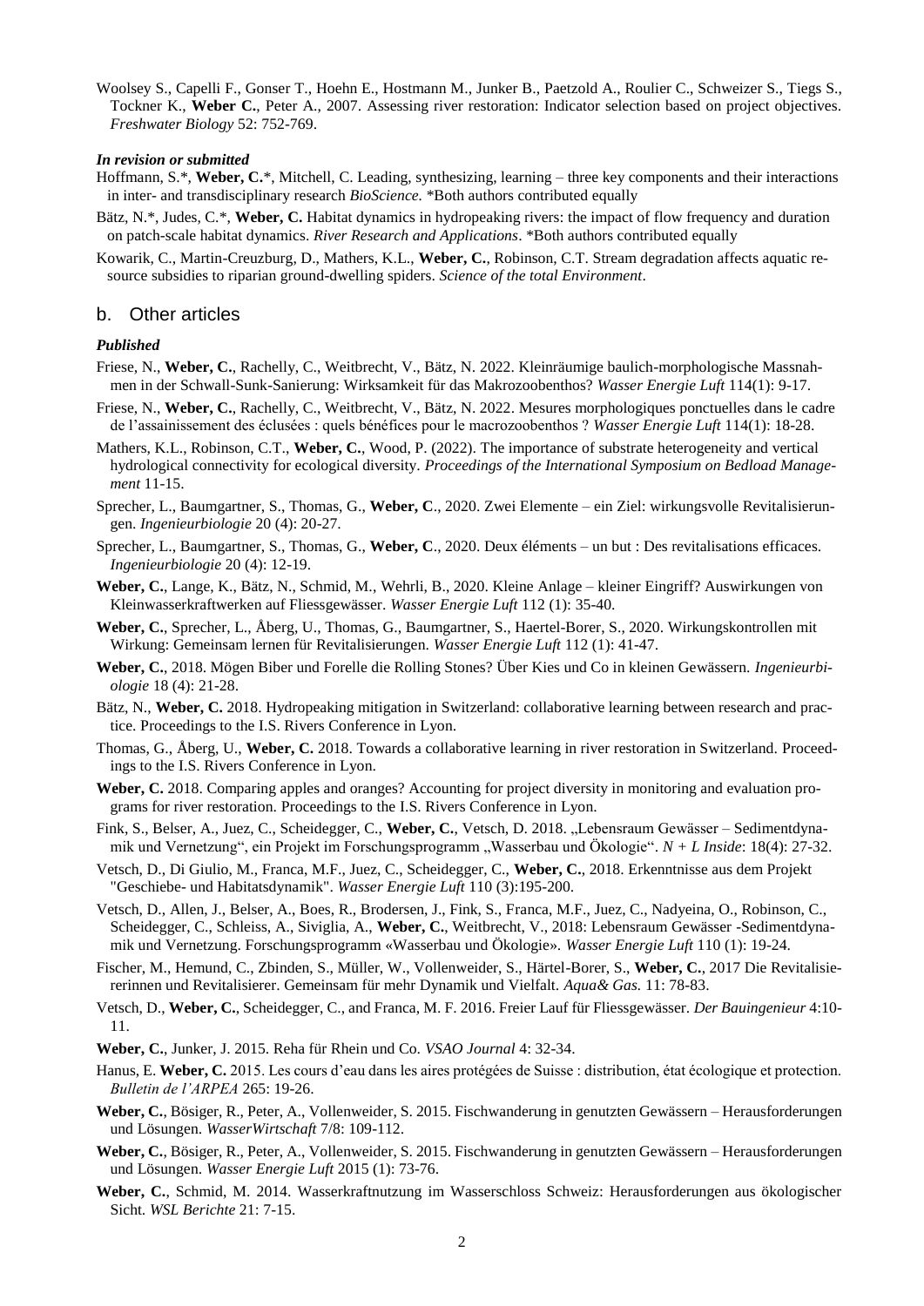Woolsey S., Capelli F., Gonser T., Hoehn E., Hostmann M., Junker B., Paetzold A., Roulier C., Schweizer S., Tiegs S., Tockner K., **Weber C.**, Peter A., 2007. Assessing river restoration: Indicator selection based on project objectives. *Freshwater Biology* 52: 752-769.

***In revision or submitted***

Hoffmann, S.*, **Weber, C.***, Mitchell, C. Leading, synthesizing, learning – three key components and their interactions in inter- and transdisciplinary research *BioScience.* *Both authors contributed equally

Bätz, N.*, Judes, C.*, **Weber, C.** Habitat dynamics in hydropeaking rivers: the impact of flow frequency and duration on patch-scale habitat dynamics. *River Research and Applications*. *Both authors contributed equally

Kowarik, C., Martin-Creuzburg, D., Mathers, K.L., **Weber, C.**, Robinson, C.T. Stream degradation affects aquatic resource subsidies to riparian ground-dwelling spiders. *Science of the total Environment*.

## b. Other articles

***Published***

Friese, N., **Weber, C.**, Rachelly, C., Weitbrecht, V., Bätz, N. 2022. Kleinräumige baulich-morphologische Massnahmen in der Schwall-Sunk-Sanierung: Wirksamkeit für das Makrozoobenthos? *Wasser Energie Luft* 114(1): 9-17.

Friese, N., **Weber, C.**, Rachelly, C., Weitbrecht, V., Bätz, N. 2022. Mesures morphologiques ponctuelles dans le cadre de l'assainissement des éclusées : quels bénéfices pour le macrozoobenthos ? *Wasser Energie Luft* 114(1): 18-28.

Mathers, K.L., Robinson, C.T., **Weber, C.**, Wood, P. (2022). The importance of substrate heterogeneity and vertical hydrological connectivity for ecological diversity. *Proceedings of the International Symposium on Bedload Management* 11-15.

Sprecher, L., Baumgartner, S., Thomas, G., **Weber, C**., 2020. Zwei Elemente – ein Ziel: wirkungsvolle Revitalisierungen. *Ingenieurbiologie* 20 (4): 20-27.

Sprecher, L., Baumgartner, S., Thomas, G., **Weber, C**., 2020. Deux éléments – un but : Des revitalisations efficaces. *Ingenieurbiologie* 20 (4): 12-19.

**Weber, C.**, Lange, K., Bätz, N., Schmid, M., Wehrli, B., 2020. Kleine Anlage – kleiner Eingriff? Auswirkungen von Kleinwasserkraftwerken auf Fliessgewässer. *Wasser Energie Luft* 112 (1): 35-40.

**Weber, C.**, Sprecher, L., Åberg, U., Thomas, G., Baumgartner, S., Haertel-Borer, S., 2020. Wirkungskontrollen mit Wirkung: Gemeinsam lernen für Revitalisierungen. *Wasser Energie Luft* 112 (1): 41-47.

**Weber, C.**, 2018. Mögen Biber und Forelle die Rolling Stones? Über Kies und Co in kleinen Gewässern. *Ingenieurbiologie* 18 (4): 21-28.

Bätz, N., **Weber, C.** 2018. Hydropeaking mitigation in Switzerland: collaborative learning between research and practice. Proceedings to the I.S. Rivers Conference in Lyon.

Thomas, G., Åberg, U., **Weber, C.** 2018. Towards a collaborative learning in river restoration in Switzerland. Proceedings to the I.S. Rivers Conference in Lyon.

**Weber, C.** 2018. Comparing apples and oranges? Accounting for project diversity in monitoring and evaluation programs for river restoration. Proceedings to the I.S. Rivers Conference in Lyon.

Fink, S., Belser, A., Juez, C., Scheidegger, C., **Weber, C.**, Vetsch, D. 2018. „Lebensraum Gewässer – Sedimentdynamik und Vernetzung", ein Projekt im Forschungsprogramm „Wasserbau und Ökologie". *N + L Inside*: 18(4): 27-32.

Vetsch, D., Di Giulio, M., Franca, M.F., Juez, C., Scheidegger, C., **Weber, C.**, 2018. Erkenntnisse aus dem Projekt "Geschiebe- und Habitatsdynamik". *Wasser Energie Luft* 110 (3):195-200.

Vetsch, D., Allen, J., Belser, A., Boes, R., Brodersen, J., Fink, S., Franca, M.F., Juez, C., Nadyeina, O., Robinson, C., Scheidegger, C., Schleiss, A., Siviglia, A., **Weber, C.**, Weitbrecht, V., 2018: Lebensraum Gewässer -Sedimentdynamik und Vernetzung. Forschungsprogramm «Wasserbau und Ökologie». *Wasser Energie Luft* 110 (1): 19-24.

Fischer, M., Hemund, C., Zbinden, S., Müller, W., Vollenweider, S., Härtel-Borer, S., **Weber, C.**, 2017 Die Revitalisiererinnen und Revitalisierer. Gemeinsam für mehr Dynamik und Vielfalt. *Aqua& Gas.* 11: 78-83.

Vetsch, D., **Weber, C.**, Scheidegger, C., and Franca, M. F. 2016. Freier Lauf für Fliessgewässer. *Der Bauingenieur* 4:10-11.

**Weber, C.**, Junker, J. 2015. Reha für Rhein und Co. *VSAO Journal* 4: 32-34.

Hanus, E. **Weber, C.** 2015. Les cours d'eau dans les aires protégées de Suisse : distribution, état écologique et protection. *Bulletin de l'ARPEA* 265: 19-26.

**Weber, C.**, Bösiger, R., Peter, A., Vollenweider, S. 2015. Fischwanderung in genutzten Gewässern – Herausforderungen und Lösungen. *WasserWirtschaft* 7/8: 109-112.

**Weber, C.**, Bösiger, R., Peter, A., Vollenweider, S. 2015. Fischwanderung in genutzten Gewässern – Herausforderungen und Lösungen. *Wasser Energie Luft* 2015 (1): 73-76.

**Weber, C.**, Schmid, M. 2014. Wasserkraftnutzung im Wasserschloss Schweiz: Herausforderungen aus ökologischer Sicht. *WSL Berichte* 21: 7-15.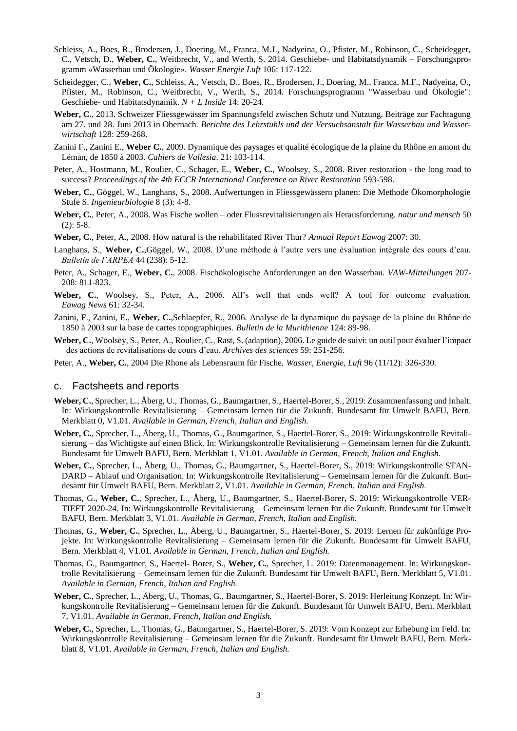Schleiss, A., Boes, R., Brodersen, J., Doering, M., Franca, M.J., Nadyeina, O., Pfister, M., Robinson, C., Scheidegger, C., Vetsch, D., **Weber, C.**, Weitbrecht, V., and Werth, S. 2014. Geschiebe- und Habitatsdynamik – Forschungsprogramm «Wasserbau und Ökologie». *Wasser Energie Luft* 106: 117-122.

Scheidegger, C., **Weber, C.**, Schleiss, A., Vetsch, D., Boes, R., Brodersen, J., Doering, M., Franca, M.F., Nadyeina, O., Pfister, M., Robinson, C., Weitbrecht, V., Werth, S., 2014. Forschungsprogramm "Wasserbau und Ökologie": Geschiebe- und Habitatsdynamik. *N + L Inside* 14: 20-24.

**Weber, C.**, 2013. Schweizer Fliessgewässer im Spannungsfeld zwischen Schutz und Nutzung. Beiträge zur Fachtagung am 27. und 28. Juni 2013 in Obernach. *Berichte des Lehrstuhls und der Versuchsanstalt für Wasserbau und Wasserwirtschaft* 128: 259-268.

Zanini F., Zanini E., **Weber C.**, 2009. Dynamique des paysages et qualité écologique de la plaine du Rhône en amont du Léman, de 1850 à 2003. *Cahiers de Vallesia*. 21: 103-114.

Peter, A., Hostmann, M., Roulier, C., Schager, E., **Weber, C.**, Woolsey, S., 2008. River restoration - the long road to success? *Proceedings of the 4th ECCR International Conference on River Restoration* 593-598.

**Weber, C.**, Göggel, W., Langhans, S., 2008. Aufwertungen in Fliessgewässern planen: Die Methode Ökomorphologie Stufe S. *Ingenieurbiologie* 8 (3): 4-8.

**Weber, C.**, Peter, A., 2008. Was Fische wollen – oder Flussrevitalisierungen als Herausforderung. *natur und mensch* 50 (2): 5-8.

**Weber, C.**, Peter, A., 2008. How natural is the rehabilitated River Thur? *Annual Report Eawag* 2007: 30.

Langhans, S., **Weber, C.**,Göggel, W., 2008. D'une méthode à l'autre vers une évaluation intégrale des cours d'eau. *Bulletin de l'ARPEA* 44 (238): 5-12.

Peter, A., Schager, E., **Weber, C.**, 2008. Fischökologische Anforderungen an den Wasserbau. *VAW-Mitteilungen* 207-208: 811-823.

**Weber, C.**, Woolsey, S., Peter, A., 2006. All's well that ends well? A tool for outcome evaluation. *Eawag News* 61: 32-34.

Zanini, F., Zanini, E., **Weber, C.**,Schlaepfer, R., 2006. Analyse de la dynamique du paysage de la plaine du Rhône de 1850 à 2003 sur la base de cartes topographiques. *Bulletin de la Murithienne* 124: 89-98.

**Weber, C.**, Woolsey, S., Peter, A., Roulier, C., Rast, S. (adaption), 2006. Le guide de suivi: un outil pour évaluer l'impact des actions de revitalisations de cours d'eau. *Archives des sciences* 59: 251-256.

Peter, A., **Weber, C.**, 2004 Die Rhone als Lebensraum für Fische. *Wasser, Energie, Luft* 96 (11/12): 326-330.

## c. Factsheets and reports

**Weber, C.**, Sprecher, L., Åberg, U., Thomas, G., Baumgartner, S., Haertel-Borer, S., 2019: Zusammenfassung und Inhalt. In: Wirkungskontrolle Revitalisierung – Gemeinsam lernen für die Zukunft. Bundesamt für Umwelt BAFU, Bern. Merkblatt 0, V1.01. *Available in German, French, Italian and English.*

**Weber, C.**, Sprecher, L., Åberg, U., Thomas, G., Baumgartner, S., Haertel-Borer, S., 2019: Wirkungskontrolle Revitalisierung – das Wichtigste auf einen Blick. In: Wirkungskontrolle Revitalisierung – Gemeinsam lernen für die Zukunft. Bundesamt für Umwelt BAFU, Bern. Merkblatt 1, V1.01. *Available in German, French, Italian and English.*

**Weber, C.**, Sprecher, L., Åberg, U., Thomas, G., Baumgartner, S., Haertel-Borer, S., 2019: Wirkungskontrolle STANDARD – Ablauf und Organisation. In: Wirkungskontrolle Revitalisierung – Gemeinsam lernen für die Zukunft. Bundesamt für Umwelt BAFU, Bern. Merkblatt 2, V1.01. *Available in German, French, Italian and English.*

Thomas, G., **Weber, C.**, Sprecher, L., Åberg, U., Baumgartner, S., Haertel-Borer, S. 2019: Wirkungskontrolle VERTIEFT 2020-24. In: Wirkungskontrolle Revitalisierung – Gemeinsam lernen für die Zukunft. Bundesamt für Umwelt BAFU, Bern. Merkblatt 3, V1.01. *Available in German, French, Italian and English.*

Thomas, G., **Weber, C.**, Sprecher, L., Åberg, U., Baumgartner, S., Haertel-Borer, S. 2019: Lernen für zukünftige Projekte. In: Wirkungskontrolle Revitalisierung – Gemeinsam lernen für die Zukunft. Bundesamt für Umwelt BAFU, Bern. Merkblatt 4, V1.01. *Available in German, French, Italian and English.*

Thomas, G., Baumgartner, S., Haertel- Borer, S., **Weber, C.**, Sprecher, L. 2019: Datenmanagement. In: Wirkungskontrolle Revitalisierung – Gemeinsam lernen für die Zukunft. Bundesamt für Umwelt BAFU, Bern. Merkblatt 5, V1.01. *Available in German, French, Italian and English.*

**Weber, C.**, Sprecher, L., Åberg, U., Thomas, G., Baumgartner, S., Haertel-Borer, S. 2019: Herleitung Konzept. In: Wirkungskontrolle Revitalisierung – Gemeinsam lernen für die Zukunft. Bundesamt für Umwelt BAFU, Bern. Merkblatt 7, V1.01. *Available in German, French, Italian and English.*

**Weber, C.**, Sprecher, L., Thomas, G., Baumgartner, S., Haertel-Borer, S. 2019: Vom Konzept zur Erhebung im Feld. In: Wirkungskontrolle Revitalisierung – Gemeinsam lernen für die Zukunft. Bundesamt für Umwelt BAFU, Bern. Merkblatt 8, V1.01. *Available in German, French, Italian and English.*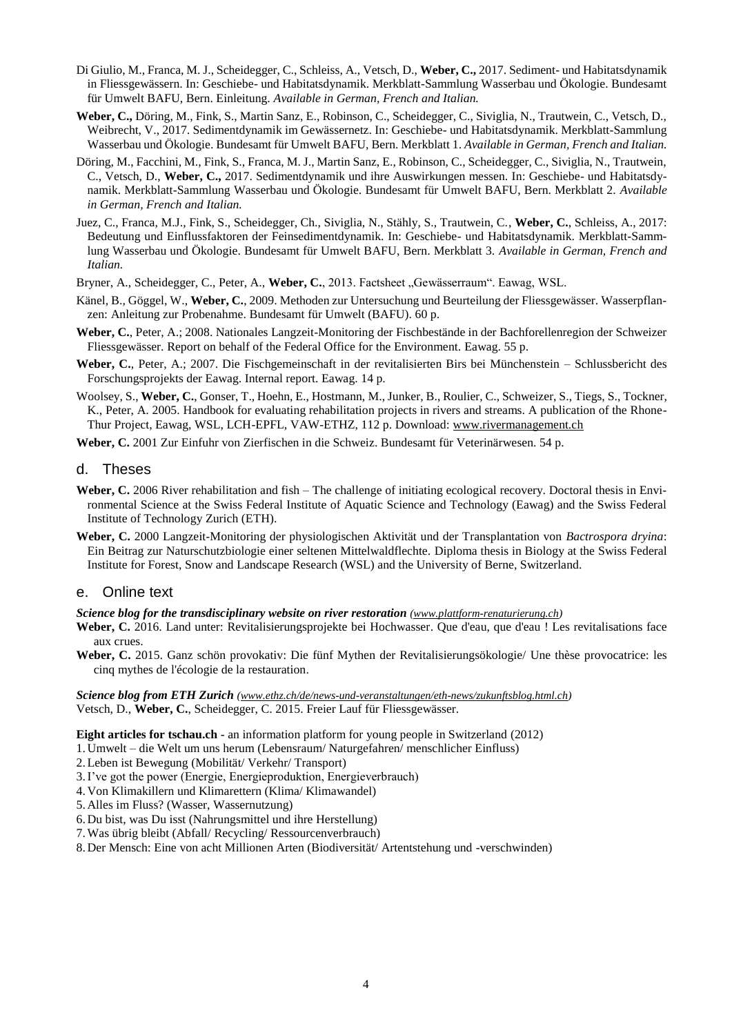Di Giulio, M., Franca, M. J., Scheidegger, C., Schleiss, A., Vetsch, D., **Weber, C.,** 2017. Sediment- und Habitatsdynamik in Fliessgewässern. In: Geschiebe- und Habitatsdynamik. Merkblatt-Sammlung Wasserbau und Ökologie. Bundesamt für Umwelt BAFU, Bern. Einleitung. *Available in German, French and Italian.*

**Weber, C.,** Döring, M., Fink, S., Martin Sanz, E., Robinson, C., Scheidegger, C., Siviglia, N., Trautwein, C., Vetsch, D., Weibrecht, V., 2017. Sedimentdynamik im Gewässernetz. In: Geschiebe- und Habitatsdynamik. Merkblatt-Sammlung Wasserbau und Ökologie. Bundesamt für Umwelt BAFU, Bern. Merkblatt 1. *Available in German, French and Italian.*

Döring, M., Facchini, M., Fink, S., Franca, M. J., Martin Sanz, E., Robinson, C., Scheidegger, C., Siviglia, N., Trautwein, C., Vetsch, D., **Weber, C.,** 2017. Sedimentdynamik und ihre Auswirkungen messen. In: Geschiebe- und Habitatsdynamik. Merkblatt-Sammlung Wasserbau und Ökologie. Bundesamt für Umwelt BAFU, Bern. Merkblatt 2. *Available in German, French and Italian.*

Juez, C., Franca, M.J., Fink, S., Scheidegger, Ch., Siviglia, N., Stähly, S., Trautwein, C., **Weber, C.**, Schleiss, A., 2017: Bedeutung und Einflussfaktoren der Feinsedimentdynamik. In: Geschiebe- und Habitatsdynamik. Merkblatt-Sammlung Wasserbau und Ökologie. Bundesamt für Umwelt BAFU, Bern. Merkblatt 3. *Available in German, French and Italian.*

Bryner, A., Scheidegger, C., Peter, A., **Weber, C.**, 2013. Factsheet „Gewässerraum". Eawag, WSL.

Känel, B., Göggel, W., **Weber, C.**, 2009. Methoden zur Untersuchung und Beurteilung der Fliessgewässer. Wasserpflanzen: Anleitung zur Probenahme. Bundesamt für Umwelt (BAFU). 60 p.

**Weber, C.**, Peter, A.; 2008. Nationales Langzeit-Monitoring der Fischbestände in der Bachforellenregion der Schweizer Fliessgewässer. Report on behalf of the Federal Office for the Environment. Eawag. 55 p.

**Weber, C.**, Peter, A.; 2007. Die Fischgemeinschaft in der revitalisierten Birs bei Münchenstein – Schlussbericht des Forschungsprojekts der Eawag. Internal report. Eawag. 14 p.

Woolsey, S., **Weber, C.**, Gonser, T., Hoehn, E., Hostmann, M., Junker, B., Roulier, C., Schweizer, S., Tiegs, S., Tockner, K., Peter, A. 2005. Handbook for evaluating rehabilitation projects in rivers and streams. A publication of the Rhone-Thur Project, Eawag, WSL, LCH-EPFL, VAW-ETHZ, 112 p. Download: www.rivermanagement.ch

**Weber, C.** 2001 Zur Einfuhr von Zierfischen in die Schweiz. Bundesamt für Veterinärwesen. 54 p.

## d. Theses

**Weber, C.** 2006 River rehabilitation and fish – The challenge of initiating ecological recovery. Doctoral thesis in Environmental Science at the Swiss Federal Institute of Aquatic Science and Technology (Eawag) and the Swiss Federal Institute of Technology Zurich (ETH).

**Weber, C.** 2000 Langzeit-Monitoring der physiologischen Aktivität und der Transplantation von *Bactrospora dryina*: Ein Beitrag zur Naturschutzbiologie einer seltenen Mittelwaldflechte. Diploma thesis in Biology at the Swiss Federal Institute for Forest, Snow and Landscape Research (WSL) and the University of Berne, Switzerland.

## e. Online text

***Science blog for the transdisciplinary website on river restoration*** *(www.plattform-renaturierung.ch)*

**Weber, C.** 2016. Land unter: Revitalisierungsprojekte bei Hochwasser. Que d'eau, que d'eau ! Les revitalisations face aux crues.

**Weber, C.** 2015. Ganz schön provokativ: Die fünf Mythen der Revitalisierungsökologie/ Une thèse provocatrice: les cinq mythes de l'écologie de la restauration.

***Science blog from ETH Zurich*** *(www.ethz.ch/de/news-und-veranstaltungen/eth-news/zukunftsblog.html.ch)*

Vetsch, D., **Weber, C.**, Scheidegger, C. 2015. Freier Lauf für Fliessgewässer.

**Eight articles for tschau.ch** - an information platform for young people in Switzerland (2012)

1. Umwelt – die Welt um uns herum (Lebensraum/ Naturgefahren/ menschlicher Einfluss)
2. Leben ist Bewegung (Mobilität/ Verkehr/ Transport)
3. I've got the power (Energie, Energieproduktion, Energieverbrauch)
4. Von Klimakillern und Klimarettern (Klima/ Klimawandel)
5. Alles im Fluss? (Wasser, Wassernutzung)
6. Du bist, was Du isst (Nahrungsmittel und ihre Herstellung)
7. Was übrig bleibt (Abfall/ Recycling/ Ressourcenverbrauch)
8. Der Mensch: Eine von acht Millionen Arten (Biodiversität/ Artentstehung und -verschwinden)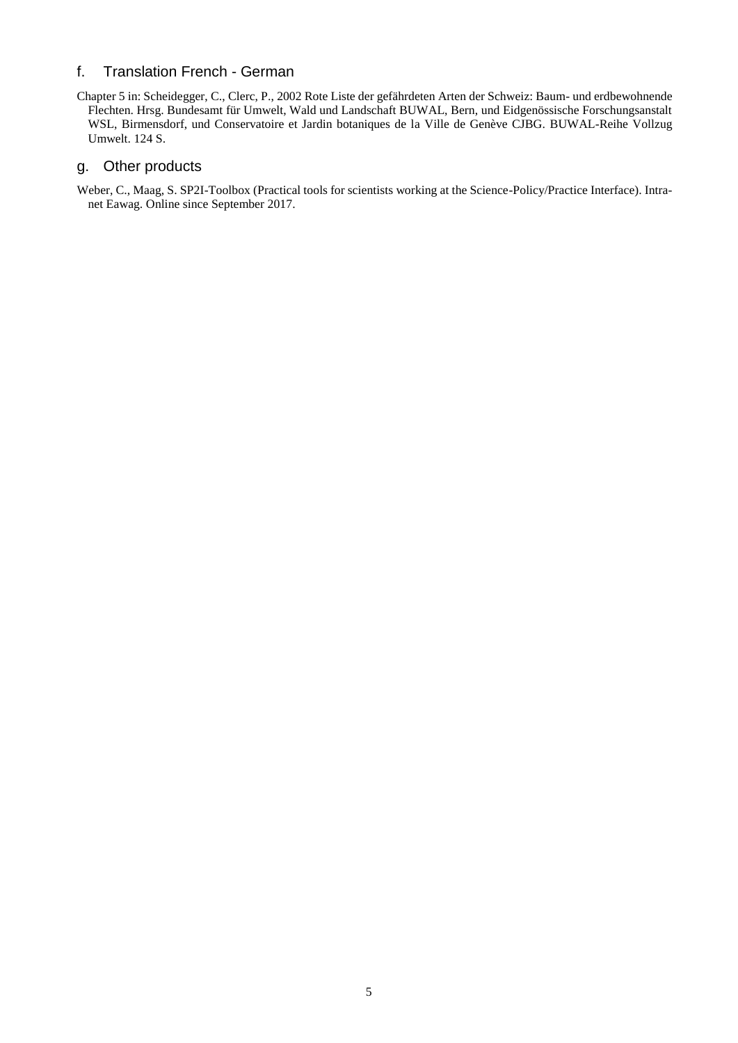## f. Translation French - German

Chapter 5 in: Scheidegger, C., Clerc, P., 2002 Rote Liste der gefährdeten Arten der Schweiz: Baum- und erdbewohnende Flechten. Hrsg. Bundesamt für Umwelt, Wald und Landschaft BUWAL, Bern, und Eidgenössische Forschungsanstalt WSL, Birmensdorf, und Conservatoire et Jardin botaniques de la Ville de Genève CJBG. BUWAL-Reihe Vollzug Umwelt. 124 S.

## g. Other products

Weber, C., Maag, S. SP2I-Toolbox (Practical tools for scientists working at the Science-Policy/Practice Interface). Intranet Eawag. Online since September 2017.